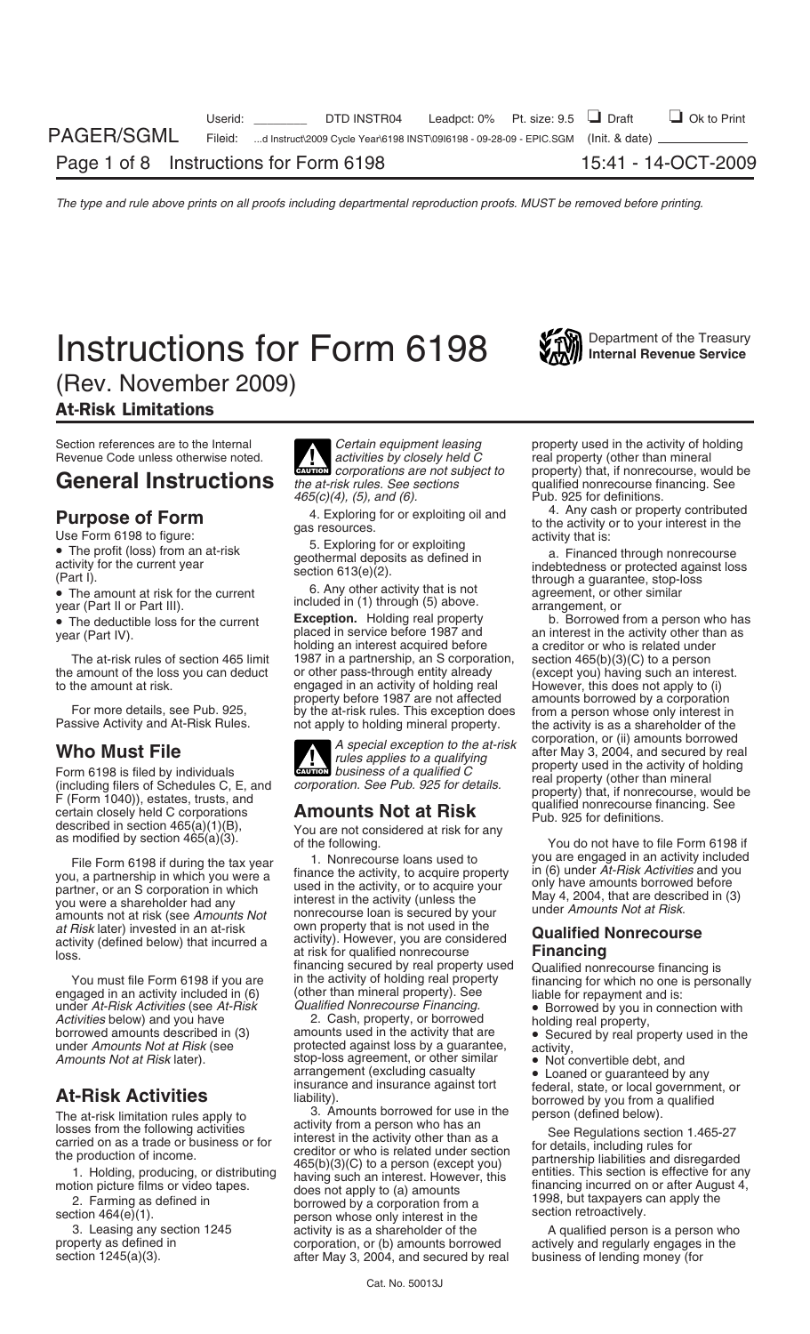# Instructions for Form 6198

Department of the Treasury
**Internal Revenue Service**

(Rev. November 2009)

**At-Risk Limitations**

Section references are to the Internal Revenue Code unless otherwise noted.

## General Instructions

### Purpose of Form

Use Form 6198 to figure:

- The profit (loss) from an at-risk activity for the current year (Part I).
- The amount at risk for the current year (Part II or Part III).
- The deductible loss for the current year (Part IV).

The at-risk rules of section 465 limit the amount of the loss you can deduct to the amount at risk.

For more details, see Pub. 925, Passive Activity and At-Risk Rules.

### Who Must File

Form 6198 is filed by individuals (including filers of Schedules C, E, and F (Form 1040)), estates, trusts, and certain closely held C corporations described in section 465(a)(1)(B), as modified by section 465(a)(3).

File Form 6198 if during the tax year you, a partnership in which you were a partner, or an S corporation in which you were a shareholder had any amounts not at risk (see *Amounts Not at Risk* later) invested in an at-risk activity (defined below) that incurred a loss.

You must file Form 6198 if you are engaged in an activity included in (6) under *At-Risk Activities* (see *At-Risk Activities* below) and you have borrowed amounts described in (3) under *Amounts Not at Risk* (see *Amounts Not at Risk* later).

### At-Risk Activities

The at-risk limitation rules apply to losses from the following activities carried on as a trade or business or for the production of income.

1. Holding, producing, or distributing motion picture films or video tapes.
2. Farming as defined in section 464(e)(1).
3. Leasing any section 1245 property as defined in section 1245(a)(3).

**CAUTION** *Certain equipment leasing activities by closely held C corporations are not subject to the at-risk rules. See sections 465(c)(4), (5), and (6).*

4. Exploring for or exploiting oil and gas resources.
5. Exploring for or exploiting geothermal deposits as defined in section 613(e)(2).
6. Any other activity that is not included in (1) through (5) above.

**Exception.** Holding real property placed in service before 1987 and holding an interest acquired before 1987 in a partnership, an S corporation, or other pass-through entity already engaged in an activity of holding real property before 1987 are not affected by the at-risk rules. This exception does not apply to holding mineral property.

**CAUTION** *A special exception to the at-risk rules applies to a qualifying business of a qualified C corporation. See Pub. 925 for details.*

### Amounts Not at Risk

You are not considered at risk for any of the following.

1. Nonrecourse loans used to finance the activity, to acquire property used in the activity, or to acquire your interest in the activity (unless the nonrecourse loan is secured by your own property that is not used in the activity). However, you are considered at risk for qualified nonrecourse financing secured by real property used in the activity of holding real property (other than mineral property). See *Qualified Nonrecourse Financing*.
2. Cash, property, or borrowed amounts used in the activity that are protected against loss by a guarantee, stop-loss agreement, or other similar arrangement (excluding casualty insurance and insurance against tort liability).
3. Amounts borrowed for use in the activity from a person who has an interest in the activity other than as a creditor or who is related under section 465(b)(3)(C) to a person (except you) having such an interest. However, this does not apply to (a) amounts borrowed by a corporation from a person whose only interest in the activity is as a shareholder of the corporation, or (b) amounts borrowed after May 3, 2004, and secured by real property used in the activity of holding real property (other than mineral property) that, if nonrecourse, would be qualified nonrecourse financing. See Pub. 925 for definitions.
4. Any cash or property contributed to the activity or to your interest in the activity that is:

   a. Financed through nonrecourse indebtedness or protected against loss through a guarantee, stop-loss agreement, or other similar arrangement, or

   b. Borrowed from a person who has an interest in the activity other than as a creditor or who is related under section 465(b)(3)(C) to a person (except you) having such an interest. However, this does not apply to (i) amounts borrowed by a corporation from a person whose only interest in the activity is as a shareholder of the corporation, or (ii) amounts borrowed after May 3, 2004, and secured by real property used in the activity of holding real property (other than mineral property) that, if nonrecourse, would be qualified nonrecourse financing. See Pub. 925 for definitions.

You do not have to file Form 6198 if you are engaged in an activity included in (6) under *At-Risk Activities* and you only have amounts borrowed before May 4, 2004, that are described in (3) under *Amounts Not at Risk*.

### Qualified Nonrecourse Financing

Qualified nonrecourse financing is financing for which no one is personally liable for repayment and is:

- Borrowed by you in connection with holding real property,
- Secured by real property used in the activity,
- Not convertible debt, and
- Loaned or guaranteed by any federal, state, or local government, or borrowed by you from a qualified person (defined below).

See Regulations section 1.465-27 for details, including rules for partnership liabilities and disregarded entities. This section is effective for any financing incurred on or after August 4, 1998, but taxpayers can apply the section retroactively.

A qualified person is a person who actively and regularly engages in the business of lending money (for

Cat. No. 50013J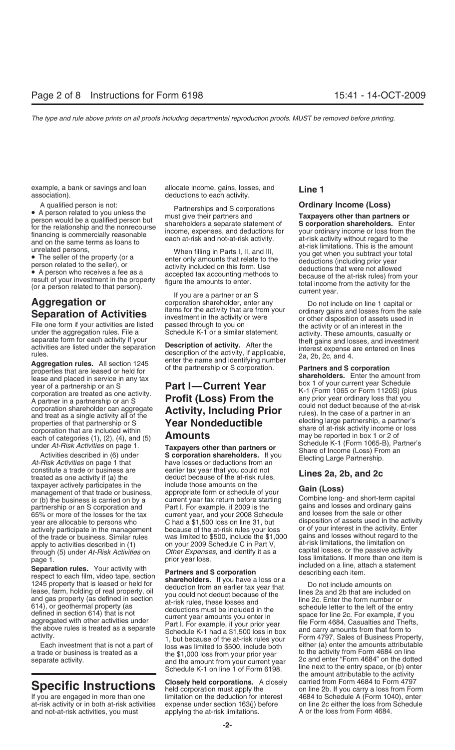example, a bank or savings and loan association).

A qualified person is not:

- A person related to you unless the person would be a qualified person but for the relationship and the nonrecourse financing is commercially reasonable and on the same terms as loans to unrelated persons,
- The seller of the property (or a person related to the seller), or
- A person who receives a fee as a result of your investment in the property (or a person related to that person).

## Aggregation or Separation of Activities

File one form if your activities are listed under the aggregation rules. File a separate form for each activity if your activities are listed under the separation rules.

**Aggregation rules.** All section 1245 properties that are leased or held for lease and placed in service in any tax year of a partnership or an S corporation are treated as one activity. A partner in a partnership or an S corporation shareholder can aggregate and treat as a single activity all of the properties of that partnership or S corporation that are included within each of categories (1), (2), (4), and (5) under *At-Risk Activities* on page 1.

Activities described in (6) under *At-Risk Activities* on page 1 that constitute a trade or business are treated as one activity if (a) the taxpayer actively participates in the management of that trade or business, or (b) the business is carried on by a partnership or an S corporation and 65% or more of the losses for the tax year are allocable to persons who actively participate in the management of the trade or business. Similar rules apply to activities described in (1) through (5) under *At-Risk Activities* on page 1.

**Separation rules.** Your activity with respect to each film, video tape, section 1245 property that is leased or held for lease, farm, holding of real property, oil and gas property (as defined in section 614), or geothermal property (as defined in section 614) that is not aggregated with other activities under the above rules is treated as a separate activity.

Each investment that is not a part of a trade or business is treated as a separate activity.

# Specific Instructions

If you are engaged in more than one at-risk activity or in both at-risk activities and not-at-risk activities, you must allocate income, gains, losses, and deductions to each activity.

Partnerships and S corporations must give their partners and shareholders a separate statement of income, expenses, and deductions for each at-risk and not-at-risk activity.

When filling in Parts I, II, and III, enter only amounts that relate to the activity included on this form. Use accepted tax accounting methods to figure the amounts to enter.

If you are a partner or an S corporation shareholder, enter any items for the activity that are from your investment in the activity or were passed through to you on Schedule K-1 or a similar statement.

**Description of activity.** After the description of the activity, if applicable, enter the name and identifying number of the partnership or S corporation.

## Part I—Current Year Profit (Loss) From the Activity, Including Prior Year Nondeductible Amounts

**Taxpayers other than partners or S corporation shareholders.** If you have losses or deductions from an earlier tax year that you could not deduct because of the at-risk rules, include those amounts on the appropriate form or schedule of your current year tax return before starting Part I. For example, if 2009 is the current year, and your 2008 Schedule C had a $1,500 loss on line 31, but because of the at-risk rules your loss was limited to $500, include the $1,000 on your 2009 Schedule C in Part V, *Other Expenses*, and identify it as a prior year loss.

**Partners and S corporation shareholders.** If you have a loss or a deduction from an earlier tax year that you could not deduct because of the at-risk rules, these losses and deductions must be included in the current year amounts you enter in Part I. For example, if your prior year Schedule K-1 had a $1,500 loss in box 1, but because of the at-risk rules your loss was limited to $500, include both the $1,000 loss from your prior year and the amount from your current year Schedule K-1 on line 1 of Form 6198.

**Closely held corporations.** A closely held corporation must apply the limitation on the deduction for interest expense under section 163(j) before applying the at-risk limitations.

### Line 1

#### Ordinary Income (Loss)

**Taxpayers other than partners or S corporation shareholders.** Enter your ordinary income or loss from the at-risk activity without regard to the at-risk limitations. This is the amount you get when you subtract your total deductions (including prior year deductions that were not allowed because of the at-risk rules) from your total income from the activity for the current year.

Do not include on line 1 capital or other gains and losses from the sale or other disposition of assets used in the activity or of an interest in the activity. These amounts, casualty or theft gains and losses, and investment interest expense are entered on lines 2a, 2b, 2c, and 4.

**Partners and S corporation shareholders.** Enter the amount from box 1 of your current year Schedule K-1 (Form 1065 or Form 1120S) (plus any prior year ordinary loss that you could not deduct because of the at-risk rules). In the case of a partner in an electing large partnership, a partner's share of at-risk activity income or loss may be reported in box 1 or 2 of Schedule K-1 (Form 1065-B), Partner's Share of Income (Loss) From an Electing Large Partnership.

### Lines 2a, 2b, and 2c

#### Gain (Loss)

Combine long- and short-term capital gains and losses and ordinary gains and losses from the sale or other disposition of assets used in the activity or of your interest in the activity. Enter gains and losses without regard to the at-risk limitations, the limitation on capital losses, or the passive activity loss limitations. If more than one item is included on a line, attach a statement describing each item.

Do not include amounts on lines 2a and 2b that are included on line 2c. Enter the form number or schedule letter to the left of the entry space for line 2c. For example, if you file Form 4684, Casualties and Thefts, and carry amounts from that form to Form 4797, Sales of Business Property, either (a) enter the amounts attributable to the activity from Form 4684 on line 2c and enter "Form 4684" on the dotted line next to the entry space, or (b) enter the amount attributable to the activity carried from Form 4684 to Form 4797 on line 2b. If you carry a loss from Form 4684 to Schedule A (Form 1040), enter on line 2c either the loss from Schedule A or the loss from Form 4684.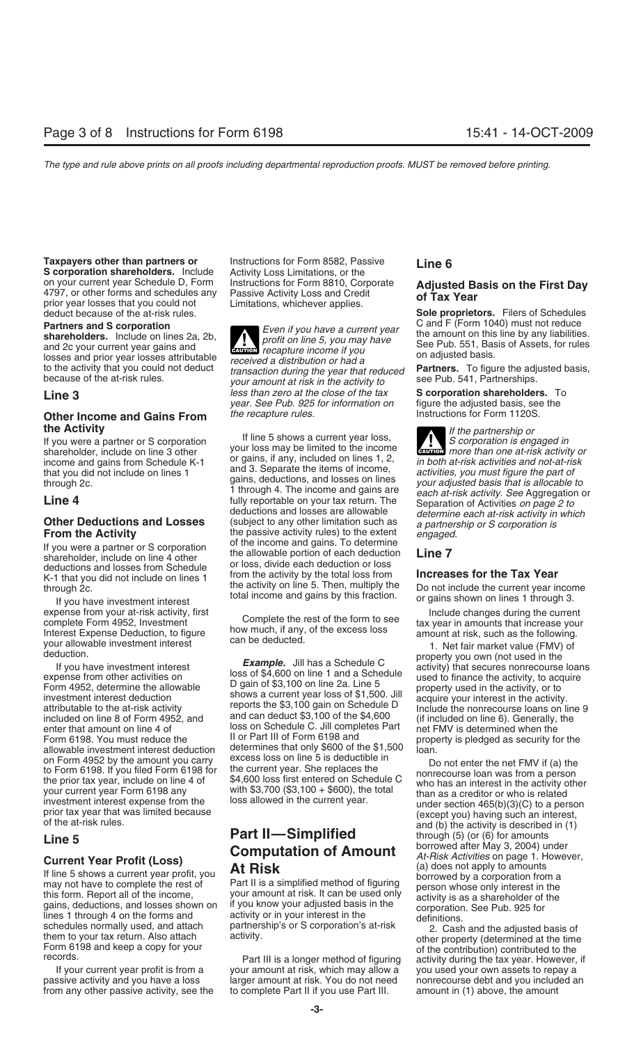**Taxpayers other than partners or S corporation shareholders.** Include on your current year Schedule D, Form 4797, or other forms and schedules any prior year losses that you could not deduct because of the at-risk rules.

**Partners and S corporation shareholders.** Include on lines 2a, 2b, and 2c your current year gains and losses and prior year losses attributable to the activity that you could not deduct because of the at-risk rules.

### Line 3

### Other Income and Gains From the Activity

If you were a partner or S corporation shareholder, include on line 3 other income and gains from Schedule K-1 that you did not include on lines 1 through 2c.

### Line 4

### Other Deductions and Losses From the Activity

If you were a partner or S corporation shareholder, include on line 4 other deductions and losses from Schedule K-1 that you did not include on lines 1 through 2c.

If you have investment interest expense from your at-risk activity, first complete Form 4952, Investment Interest Expense Deduction, to figure your allowable investment interest deduction.

If you have investment interest expense from other activities on Form 4952, determine the allowable investment interest deduction attributable to the at-risk activity included on line 8 of Form 4952, and enter that amount on line 4 of Form 6198. You must reduce the allowable investment interest deduction on Form 4952 by the amount you carry to Form 6198. If you filed Form 6198 for the prior tax year, include on line 4 of your current year Form 6198 any investment interest expense from the prior tax year that was limited because of the at-risk rules.

### Line 5

### Current Year Profit (Loss)

If line 5 shows a current year profit, you may not have to complete the rest of this form. Report all of the income, gains, deductions, and losses shown on lines 1 through 4 on the forms and schedules normally used, and attach them to your tax return. Also attach Form 6198 and keep a copy for your records.

If your current year profit is from a passive activity and you have a loss from any other passive activity, see the Instructions for Form 8582, Passive Activity Loss Limitations, or the Instructions for Form 8810, Corporate Passive Activity Loss and Credit Limitations, whichever applies.

> **CAUTION** *Even if you have a current year profit on line 5, you may have recapture income if you received a distribution or had a transaction during the year that reduced your amount at risk in the activity to less than zero at the close of the tax year. See Pub. 925 for information on the recapture rules.*

If line 5 shows a current year loss, your loss may be limited to the income or gains, if any, included on lines 1, 2, and 3. Separate the items of income, gains, deductions, and losses on lines 1 through 4. The income and gains are fully reportable on your tax return. The deductions and losses are allowable (subject to any other limitation such as the passive activity rules) to the extent of the income and gains. To determine the allowable portion of each deduction or loss, divide each deduction or loss from the activity by the total loss from the activity on line 5. Then, multiply the total income and gains by this fraction.

Complete the rest of the form to see how much, if any, of the excess loss can be deducted.

***Example.*** Jill has a Schedule C loss of $4,600 on line 1 and a Schedule D gain of $3,100 on line 2a. Line 5 shows a current year loss of $1,500. Jill reports the $3,100 gain on Schedule D and can deduct $3,100 of the $4,600 loss on Schedule C. Jill completes Part II or Part III of Form 6198 and determines that only $600 of the $1,500 excess loss on line 5 is deductible in the current year. She replaces the $4,600 loss first entered on Schedule C with $3,700 ($3,100 + $600), the total loss allowed in the current year.

## Part II—Simplified Computation of Amount At Risk

Part II is a simplified method of figuring your amount at risk. It can be used only if you know your adjusted basis in the activity or in your interest in the partnership's or S corporation's at-risk activity.

Part III is a longer method of figuring your amount at risk, which may allow a larger amount at risk. You do not need to complete Part II if you use Part III.

### Line 6

### Adjusted Basis on the First Day of Tax Year

**Sole proprietors.** Filers of Schedules C and F (Form 1040) must not reduce the amount on this line by any liabilities. See Pub. 551, Basis of Assets, for rules on adjusted basis.

**Partners.** To figure the adjusted basis, see Pub. 541, Partnerships.

**S corporation shareholders.** To figure the adjusted basis, see the Instructions for Form 1120S.

> **CAUTION** *If the partnership or S corporation is engaged in more than one at-risk activity or in both at-risk activities and not-at-risk activities, you must figure the part of your adjusted basis that is allocable to each at-risk activity. See* Aggregation or Separation of Activities *on page 2 to determine each at-risk activity in which a partnership or S corporation is engaged.*

### Line 7

### Increases for the Tax Year

Do not include the current year income or gains shown on lines 1 through 3.

Include changes during the current tax year in amounts that increase your amount at risk, such as the following.

1. Net fair market value (FMV) of property you own (not used in the activity) that secures nonrecourse loans used to finance the activity, to acquire property used in the activity, or to acquire your interest in the activity. Include the nonrecourse loans on line 9 (if included on line 6). Generally, the net FMV is determined when the property is pledged as security for the loan.

Do not enter the net FMV if (a) the nonrecourse loan was from a person who has an interest in the activity other than as a creditor or who is related under section 465(b)(3)(C) to a person (except you) having such an interest, and (b) the activity is described in (1) through (5) (or (6) for amounts borrowed after May 3, 2004) under *At-Risk Activities* on page 1. However, (a) does not apply to amounts borrowed by a corporation from a person whose only interest in the activity is as a shareholder of the corporation. See Pub. 925 for definitions.

2. Cash and the adjusted basis of other property (determined at the time of the contribution) contributed to the activity during the tax year. However, if you used your own assets to repay a nonrecourse debt and you included an amount in (1) above, the amount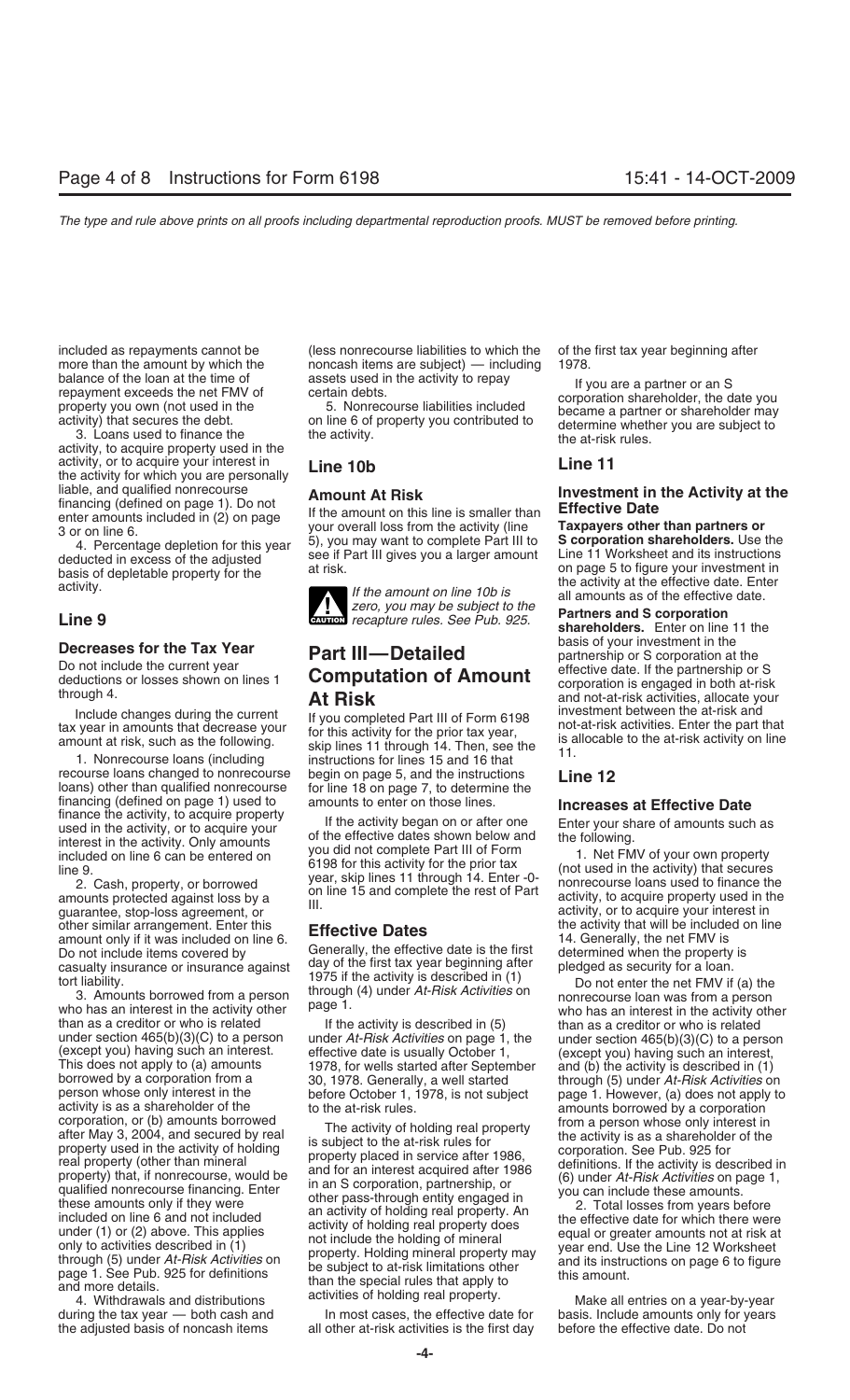included as repayments cannot be more than the amount by which the balance of the loan at the time of repayment exceeds the net FMV of property you own (not used in the activity) that secures the debt.

3. Loans used to finance the activity, to acquire property used in the activity, or to acquire your interest in the activity for which you are personally liable, and qualified nonrecourse financing (defined on page 1). Do not enter amounts included in (2) on page 3 or on line 6.

4. Percentage depletion for this year deducted in excess of the adjusted basis of depletable property for the activity.

## Line 9

### Decreases for the Tax Year

Do not include the current year deductions or losses shown on lines 1 through 4.

Include changes during the current tax year in amounts that decrease your amount at risk, such as the following.

1. Nonrecourse loans (including recourse loans changed to nonrecourse loans) other than qualified nonrecourse financing (defined on page 1) used to finance the activity, to acquire property used in the activity, or to acquire your interest in the activity. Only amounts included on line 6 can be entered on line 9.

2. Cash, property, or borrowed amounts protected against loss by a guarantee, stop-loss agreement, or other similar arrangement. Enter this amount only if it was included on line 6. Do not include items covered by casualty insurance or insurance against tort liability.

3. Amounts borrowed from a person who has an interest in the activity other than as a creditor or who is related under section 465(b)(3)(C) to a person (except you) having such an interest. This does not apply to (a) amounts borrowed by a corporation from a person whose only interest in the activity is as a shareholder of the corporation, or (b) amounts borrowed after May 3, 2004, and secured by real property used in the activity of holding real property (other than mineral property) that, if nonrecourse, would be qualified nonrecourse financing. Enter these amounts only if they were included on line 6 and not included under (1) or (2) above. This applies only to activities described in (1) through (5) under *At-Risk Activities* on page 1. See Pub. 925 for definitions and more details.

4. Withdrawals and distributions during the tax year — both cash and the adjusted basis of noncash items (less nonrecourse liabilities to which the noncash items are subject) — including assets used in the activity to repay certain debts.

5. Nonrecourse liabilities included on line 6 of property you contributed to the activity.

## Line 10b

### Amount At Risk

If the amount on this line is smaller than your overall loss from the activity (line 5), you may want to complete Part III to see if Part III gives you a larger amount at risk.

**CAUTION** *If the amount on line 10b is zero, you may be subject to the recapture rules. See Pub. 925.*

# Part III—Detailed Computation of Amount At Risk

If you completed Part III of Form 6198 for this activity for the prior tax year, skip lines 11 through 14. Then, see the instructions for lines 15 and 16 that begin on page 5, and the instructions for line 18 on page 7, to determine the amounts to enter on those lines.

If the activity began on or after one of the effective dates shown below and you did not complete Part III of Form 6198 for this activity for the prior tax year, skip lines 11 through 14. Enter -0- on line 15 and complete the rest of Part III.

## Effective Dates

Generally, the effective date is the first day of the first tax year beginning after 1975 if the activity is described in (1) through (4) under *At-Risk Activities* on page 1.

If the activity is described in (5) under *At-Risk Activities* on page 1, the effective date is usually October 1, 1978, for wells started after September 30, 1978. Generally, a well started before October 1, 1978, is not subject to the at-risk rules.

The activity of holding real property is subject to the at-risk rules for property placed in service after 1986, and for an interest acquired after 1986 in an S corporation, partnership, or other pass-through entity engaged in an activity of holding real property. An activity of holding real property does not include the holding of mineral property. Holding mineral property may be subject to at-risk limitations other than the special rules that apply to activities of holding real property.

In most cases, the effective date for all other at-risk activities is the first day of the first tax year beginning after 1978.

If you are a partner or an S corporation shareholder, the date you became a partner or shareholder may determine whether you are subject to the at-risk rules.

## Line 11

### Investment in the Activity at the Effective Date

**Taxpayers other than partners or S corporation shareholders.** Use the Line 11 Worksheet and its instructions on page 5 to figure your investment in the activity at the effective date. Enter all amounts as of the effective date.

**Partners and S corporation shareholders.** Enter on line 11 the basis of your investment in the partnership or S corporation at the effective date. If the partnership or S corporation is engaged in both at-risk and not-at-risk activities, allocate your investment between the at-risk and not-at-risk activities. Enter the part that is allocable to the at-risk activity on line 11.

## Line 12

### Increases at Effective Date

Enter your share of amounts such as the following.

1. Net FMV of your own property (not used in the activity) that secures nonrecourse loans used to finance the activity, to acquire property used in the activity, or to acquire your interest in the activity that will be included on line 14. Generally, the net FMV is determined when the property is pledged as security for a loan.

Do not enter the net FMV if (a) the nonrecourse loan was from a person who has an interest in the activity other than as a creditor or who is related under section 465(b)(3)(C) to a person (except you) having such an interest, and (b) the activity is described in (1) through (5) under *At-Risk Activities* on page 1. However, (a) does not apply to amounts borrowed by a corporation from a person whose only interest in the activity is as a shareholder of the corporation. See Pub. 925 for definitions. If the activity is described in (6) under *At-Risk Activities* on page 1, you can include these amounts.

2. Total losses from years before the effective date for which there were equal or greater amounts not at risk at year end. Use the Line 12 Worksheet and its instructions on page 6 to figure this amount.

Make all entries on a year-by-year basis. Include amounts only for years before the effective date. Do not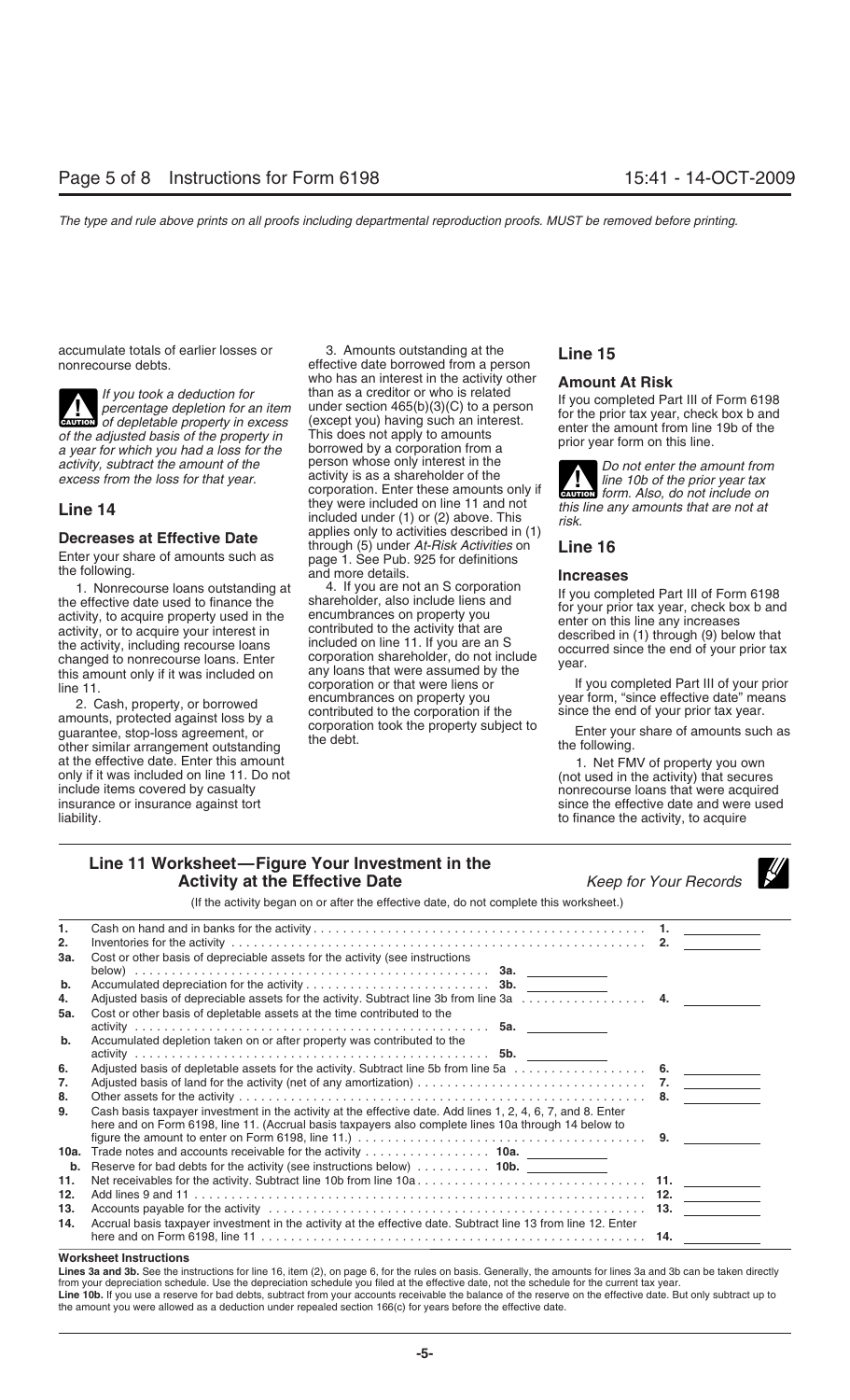accumulate totals of earlier losses or nonrecourse debts.

> **CAUTION:** *If you took a deduction for percentage depletion for an item of depletable property in excess of the adjusted basis of the property in a year for which you had a loss for the activity, subtract the amount of the excess from the loss for that year.*

## Line 14

### Decreases at Effective Date

Enter your share of amounts such as the following.

1. Nonrecourse loans outstanding at the effective date used to finance the activity, to acquire property used in the activity, or to acquire your interest in the activity, including recourse loans changed to nonrecourse loans. Enter this amount only if it was included on line 11.

2. Cash, property, or borrowed amounts, protected against loss by a guarantee, stop-loss agreement, or other similar arrangement outstanding at the effective date. Enter this amount only if it was included on line 11. Do not include items covered by casualty insurance or insurance against tort liability.

3. Amounts outstanding at the effective date borrowed from a person who has an interest in the activity other than as a creditor or who is related under section 465(b)(3)(C) to a person (except you) having such an interest. This does not apply to amounts borrowed by a corporation from a person whose only interest in the activity is as a shareholder of the corporation. Enter these amounts only if they were included on line 11 and not included under (1) or (2) above. This applies only to activities described in (1) through (5) under *At-Risk Activities* on page 1. See Pub. 925 for definitions and more details.

4. If you are not an S corporation shareholder, also include liens and encumbrances on property you contributed to the activity that are included on line 11. If you are an S corporation shareholder, do not include any loans that were assumed by the corporation or that were liens or encumbrances on property you contributed to the corporation if the corporation took the property subject to the debt.

## Line 15

### Amount At Risk

If you completed Part III of Form 6198 for the prior tax year, check box b and enter the amount from line 19b of the prior year form on this line.

> **CAUTION:** *Do not enter the amount from line 10b of the prior year tax form. Also, do not include on this line any amounts that are not at risk.*

## Line 16

### Increases

If you completed Part III of Form 6198 for your prior tax year, check box b and enter on this line any increases described in (1) through (9) below that occurred since the end of your prior tax year.

If you completed Part III of your prior year form, "since effective date" means since the end of your prior tax year.

Enter your share of amounts such as the following.

1. Net FMV of property you own (not used in the activity) that secures nonrecourse loans that were acquired since the effective date and were used to finance the activity, to acquire

## Line 11 Worksheet—Figure Your Investment in the Activity at the Effective Date

*Keep for Your Records*

(If the activity began on or after the effective date, do not complete this worksheet.)

| | | | |
|---|---|---|---|
| **1.** | Cash on hand and in banks for the activity | | **1.** |
| **2.** | Inventories for the activity | | **2.** |
| **3a.** | Cost or other basis of depreciable assets for the activity (see instructions below) | **3a.** | |
| **b.** | Accumulated depreciation for the activity | **3b.** | |
| **4.** | Adjusted basis of depreciable assets for the activity. Subtract line 3b from line 3a | | **4.** |
| **5a.** | Cost or other basis of depletable assets at the time contributed to the activity | **5a.** | |
| **b.** | Accumulated depletion taken on or after property was contributed to the activity | **5b.** | |
| **6.** | Adjusted basis of depletable assets for the activity. Subtract line 5b from line 5a | | **6.** |
| **7.** | Adjusted basis of land for the activity (net of any amortization) | | **7.** |
| **8.** | Other assets for the activity | | **8.** |
| **9.** | Cash basis taxpayer investment in the activity at the effective date. Add lines 1, 2, 4, 6, 7, and 8. Enter here and on Form 6198, line 11. (Accrual basis taxpayers also complete lines 10a through 14 below to figure the amount to enter on Form 6198, line 11.) | | **9.** |
| **10a.** | Trade notes and accounts receivable for the activity | **10a.** | |
| **b.** | Reserve for bad debts for the activity (see instructions below) | **10b.** | |
| **11.** | Net receivables for the activity. Subtract line 10b from line 10a | | **11.** |
| **12.** | Add lines 9 and 11 | | **12.** |
| **13.** | Accounts payable for the activity | | **13.** |
| **14.** | Accrual basis taxpayer investment in the activity at the effective date. Subtract line 13 from line 12. Enter here and on Form 6198, line 11 | | **14.** |

**Worksheet Instructions**

**Lines 3a and 3b.** See the instructions for line 16, item (2), on page 6, for the rules on basis. Generally, the amounts for lines 3a and 3b can be taken directly from your depreciation schedule. Use the depreciation schedule you filed at the effective date, not the schedule for the current tax year.

**Line 10b.** If you use a reserve for bad debts, subtract from your accounts receivable the balance of the reserve on the effective date. But only subtract up to the amount you were allowed as a deduction under repealed section 166(c) for years before the effective date.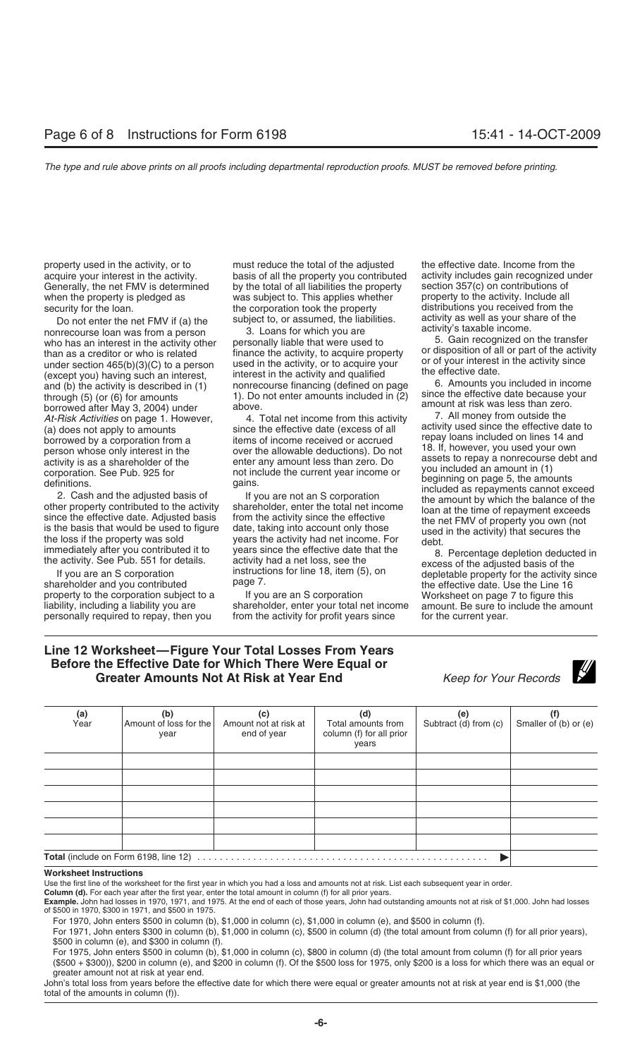property used in the activity, or to acquire your interest in the activity. Generally, the net FMV is determined when the property is pledged as security for the loan.

Do not enter the net FMV if (a) the nonrecourse loan was from a person who has an interest in the activity other than as a creditor or who is related under section 465(b)(3)(C) to a person (except you) having such an interest, and (b) the activity is described in (1) through (5) (or (6) for amounts borrowed after May 3, 2004) under *At-Risk Activities* on page 1. However, (a) does not apply to amounts borrowed by a corporation from a person whose only interest in the activity is as a shareholder of the corporation. See Pub. 925 for definitions.

2. Cash and the adjusted basis of other property contributed to the activity since the effective date. Adjusted basis is the basis that would be used to figure the loss if the property was sold immediately after you contributed it to the activity. See Pub. 551 for details.

If you are an S corporation shareholder and you contributed property to the corporation subject to a liability, including a liability you are personally required to repay, then you must reduce the total of the adjusted basis of all the property you contributed by the total of all liabilities the property was subject to. This applies whether the corporation took the property subject to, or assumed, the liabilities.

3. Loans for which you are personally liable that were used to finance the activity, to acquire property used in the activity, or to acquire your interest in the activity and qualified nonrecourse financing (defined on page 1). Do not enter amounts included in (2) above.

4. Total net income from this activity since the effective date (excess of all items of income received or accrued over the allowable deductions). Do not enter any amount less than zero. Do not include the current year income or gains.

If you are not an S corporation shareholder, enter the total net income from the activity since the effective date, taking into account only those years the activity had net income. For years since the effective date that the activity had a net loss, see the instructions for line 18, item (5), on page 7.

If you are an S corporation shareholder, enter your total net income from the activity for profit years since the effective date. Income from the activity includes gain recognized under section 357(c) on contributions of property to the activity. Include all distributions you received from the activity as well as your share of the activity's taxable income.

5. Gain recognized on the transfer or disposition of all or part of the activity or of your interest in the activity since the effective date.

6. Amounts you included in income since the effective date because your amount at risk was less than zero.

7. All money from outside the activity used since the effective date to repay loans included on lines 14 and 18. If, however, you used your own assets to repay a nonrecourse debt and you included an amount in (1) beginning on page 5, the amounts included as repayments cannot exceed the amount by which the balance of the loan at the time of repayment exceeds the net FMV of property you own (not used in the activity) that secures the debt.

8. Percentage depletion deducted in excess of the adjusted basis of the depletable property for the activity since the effective date. Use the Line 16 Worksheet on page 7 to figure this amount. Be sure to include the amount for the current year.

## Line 12 Worksheet—Figure Your Total Losses From Years Before the Effective Date for Which There Were Equal or Greater Amounts Not At Risk at Year End

*Keep for Your Records*

| (a) Year | (b) Amount of loss for the year | (c) Amount not at risk at end of year | (d) Total amounts from column (f) for all prior years | (e) Subtract (d) from (c) | (f) Smaller of (b) or (e) |
|---|---|---|---|---|---|
| | | | | | |
| | | | | | |
| | | | | | |
| | | | | | |
| | | | | | |
| | | | | | |
| **Total** (include on Form 6198, line 12) ▶ | | | | | |

**Worksheet Instructions**

Use the first line of the worksheet for the first year in which you had a loss and amounts not at risk. List each subsequent year in order.

**Column (d).** For each year after the first year, enter the total amount in column (f) for all prior years.

**Example.** John had losses in 1970, 1971, and 1975. At the end of each of those years, John had outstanding amounts not at risk of $1,000. John had losses of $500 in 1970, $300 in 1971, and $500 in 1975.

For 1970, John enters $500 in column (b), $1,000 in column (c), $1,000 in column (e), and $500 in column (f).

For 1971, John enters $300 in column (b), $1,000 in column (c), $500 in column (d) (the total amount from column (f) for all prior years), $500 in column (e), and $300 in column (f).

For 1975, John enters $500 in column (b), $1,000 in column (c), $800 in column (d) (the total amount from column (f) for all prior years ($500 + $300)), $200 in column (e), and $200 in column (f). Of the $500 loss for 1975, only $200 is a loss for which there was an equal or greater amount not at risk at year end.

John's total loss from years before the effective date for which there were equal or greater amounts not at risk at year end is $1,000 (the total of the amounts in column (f)).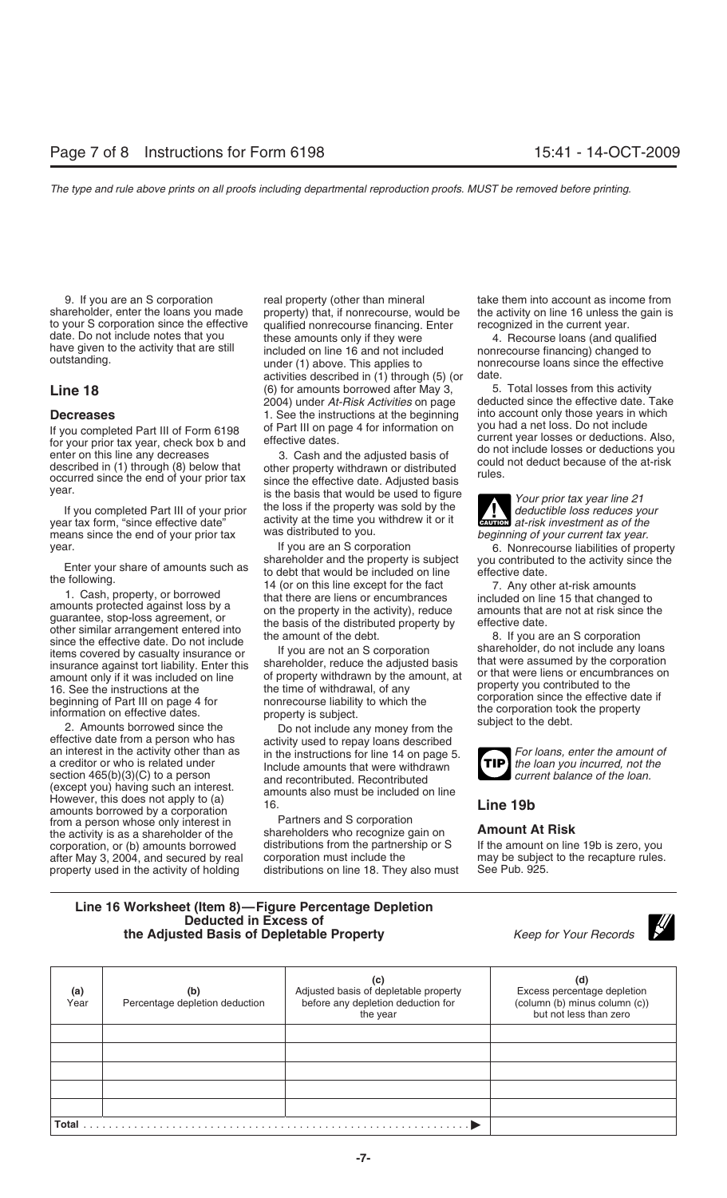9. If you are an S corporation shareholder, enter the loans you made to your S corporation since the effective date. Do not include notes that you have given to the activity that are still outstanding.

### Line 18

#### Decreases

If you completed Part III of Form 6198 for your prior tax year, check box b and enter on this line any decreases described in (1) through (8) below that occurred since the end of your prior tax year.

If you completed Part III of your prior year tax form, "since effective date" means since the end of your prior tax year.

Enter your share of amounts such as the following.

1. Cash, property, or borrowed amounts protected against loss by a guarantee, stop-loss agreement, or other similar arrangement entered into since the effective date. Do not include items covered by casualty insurance or insurance against tort liability. Enter this amount only if it was included on line 16. See the instructions at the beginning of Part III on page 4 for information on effective dates.

2. Amounts borrowed since the effective date from a person who has an interest in the activity other than as a creditor or who is related under section 465(b)(3)(C) to a person (except you) having such an interest. However, this does not apply to (a) amounts borrowed by a corporation from a person whose only interest in the activity is as a shareholder of the corporation, or (b) amounts borrowed after May 3, 2004, and secured by real property used in the activity of holding real property (other than mineral property) that, if nonrecourse, would be qualified nonrecourse financing. Enter these amounts only if they were included on line 16 and not included under (1) above. This applies to activities described in (1) through (5) (or (6) for amounts borrowed after May 3, 2004) under *At-Risk Activities* on page 1. See the instructions at the beginning of Part III on page 4 for information on effective dates.

3. Cash and the adjusted basis of other property withdrawn or distributed since the effective date. Adjusted basis is the basis that would be used to figure the loss if the property was sold by the activity at the time you withdrew it or it was distributed to you.

If you are an S corporation shareholder and the property is subject to debt that would be included on line 14 (or on this line except for the fact that there are liens or encumbrances on the property in the activity), reduce the basis of the distributed property by the amount of the debt.

If you are not an S corporation shareholder, reduce the adjusted basis of property withdrawn by the amount, at the time of withdrawal, of any nonrecourse liability to which the property is subject.

Do not include any money from the activity used to repay loans described in the instructions for line 14 on page 5. Include amounts that were withdrawn and recontributed. Recontributed amounts also must be included on line 16.

Partners and S corporation shareholders who recognize gain on distributions from the partnership or S corporation must include the distributions on line 18. They also must take them into account as income from the activity on line 16 unless the gain is recognized in the current year.

4. Recourse loans (and qualified nonrecourse financing) changed to nonrecourse loans since the effective date.

5. Total losses from this activity deducted since the effective date. Take into account only those years in which you had a net loss. Do not include current year losses or deductions. Also, do not include losses or deductions you could not deduct because of the at-risk rules.

**CAUTION:** *Your prior tax year line 21 deductible loss reduces your at-risk investment as of the beginning of your current tax year.*

6. Nonrecourse liabilities of property you contributed to the activity since the effective date.

7. Any other at-risk amounts included on line 15 that changed to amounts that are not at risk since the effective date.

8. If you are an S corporation shareholder, do not include any loans that were assumed by the corporation or that were liens or encumbrances on property you contributed to the corporation since the effective date if the corporation took the property subject to the debt.

**TIP:** *For loans, enter the amount of the loan you incurred, not the current balance of the loan.*

### Line 19b

#### Amount At Risk

If the amount on line 19b is zero, you may be subject to the recapture rules. See Pub. 925.

### Line 16 Worksheet (Item 8)—Figure Percentage Depletion Deducted in Excess of the Adjusted Basis of Depletable Property

*Keep for Your Records*

| (a) Year | (b) Percentage depletion deduction | (c) Adjusted basis of depletable property before any depletion deduction for the year | (d) Excess percentage depletion (column (b) minus column (c)) but not less than zero |
|---|---|---|---|
| | | | |
| | | | |
| | | | |
| | | | |
| | | | |
| **Total** ▶ | | | |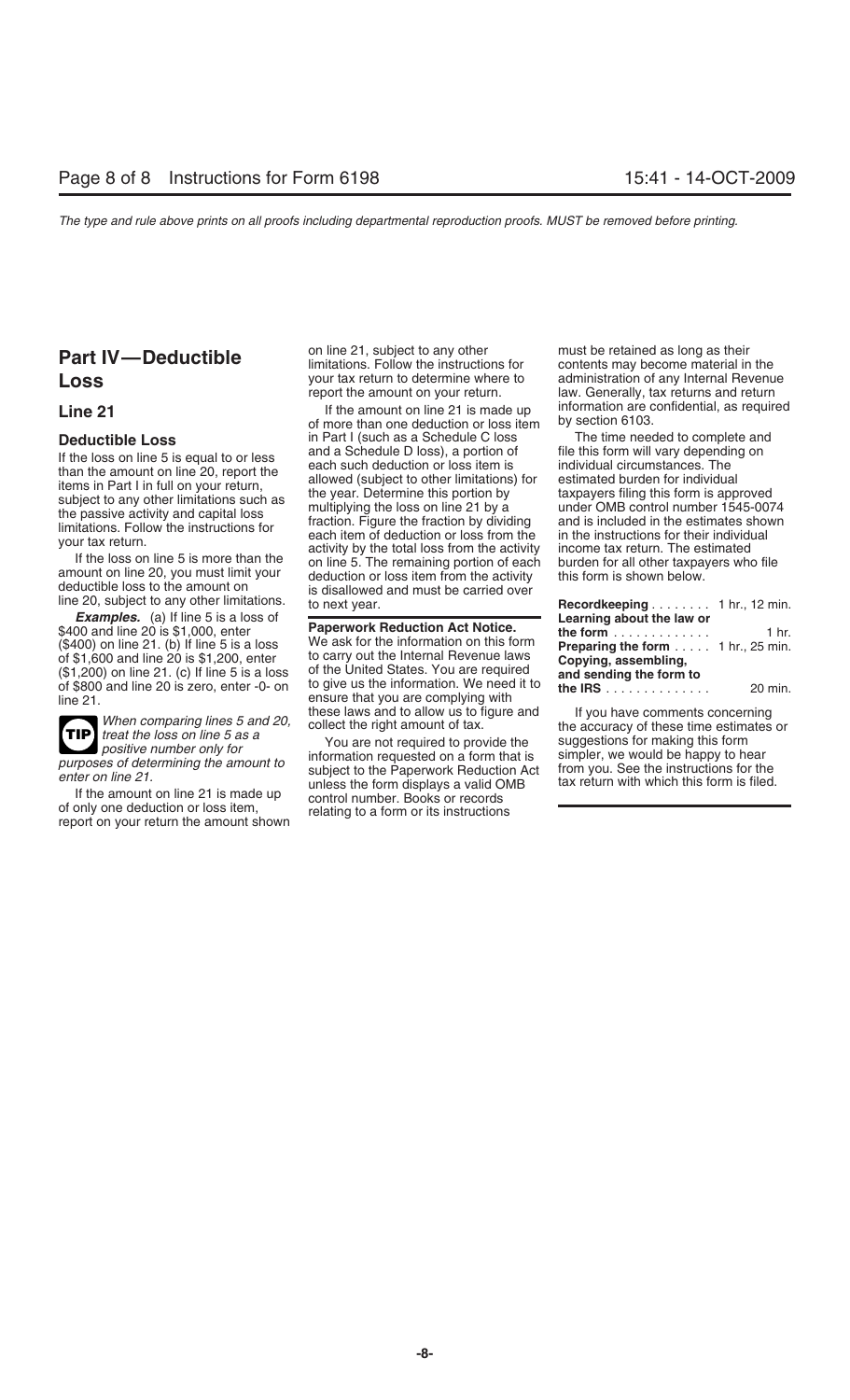## Part IV—Deductible Loss

### Line 21

**Deductible Loss**

If the loss on line 5 is equal to or less than the amount on line 20, report the items in Part I in full on your return, subject to any other limitations such as the passive activity and capital loss limitations. Follow the instructions for your tax return.

If the loss on line 5 is more than the amount on line 20, you must limit your deductible loss to the amount on line 20, subject to any other limitations.

***Examples.*** (a) If line 5 is a loss of $400 and line 20 is $1,000, enter ($400) on line 21. (b) If line 5 is a loss of $1,600 and line 20 is $1,200, enter ($1,200) on line 21. (c) If line 5 is a loss of $800 and line 20 is zero, enter -0- on line 21.

**TIP** *When comparing lines 5 and 20, treat the loss on line 5 as a positive number only for purposes of determining the amount to enter on line 21.*

If the amount on line 21 is made up of only one deduction or loss item, report on your return the amount shown on line 21, subject to any other limitations. Follow the instructions for your tax return to determine where to report the amount on your return.

If the amount on line 21 is made up of more than one deduction or loss item in Part I (such as a Schedule C loss and a Schedule D loss), a portion of each such deduction or loss item is allowed (subject to other limitations) for the year. Determine this portion by multiplying the loss on line 21 by a fraction. Figure the fraction by dividing each item of deduction or loss from the activity by the total loss from the activity on line 5. The remaining portion of each deduction or loss item from the activity is disallowed and must be carried over to next year.

**Paperwork Reduction Act Notice.** We ask for the information on this form to carry out the Internal Revenue laws of the United States. You are required to give us the information. We need it to ensure that you are complying with these laws and to allow us to figure and collect the right amount of tax.

You are not required to provide the information requested on a form that is subject to the Paperwork Reduction Act unless the form displays a valid OMB control number. Books or records relating to a form or its instructions must be retained as long as their contents may become material in the administration of any Internal Revenue law. Generally, tax returns and return information are confidential, as required by section 6103.

The time needed to complete and file this form will vary depending on individual circumstances. The estimated burden for individual taxpayers filing this form is approved under OMB control number 1545-0074 and is included in the estimates shown in the instructions for their individual income tax return. The estimated burden for all other taxpayers who file this form is shown below.

| | |
|---|---|
| **Recordkeeping** | 1 hr., 12 min. |
| **Learning about the law or the form** | 1 hr. |
| **Preparing the form** | 1 hr., 25 min. |
| **Copying, assembling, and sending the form to the IRS** | 20 min. |

If you have comments concerning the accuracy of these time estimates or suggestions for making this form simpler, we would be happy to hear from you. See the instructions for the tax return with which this form is filed.